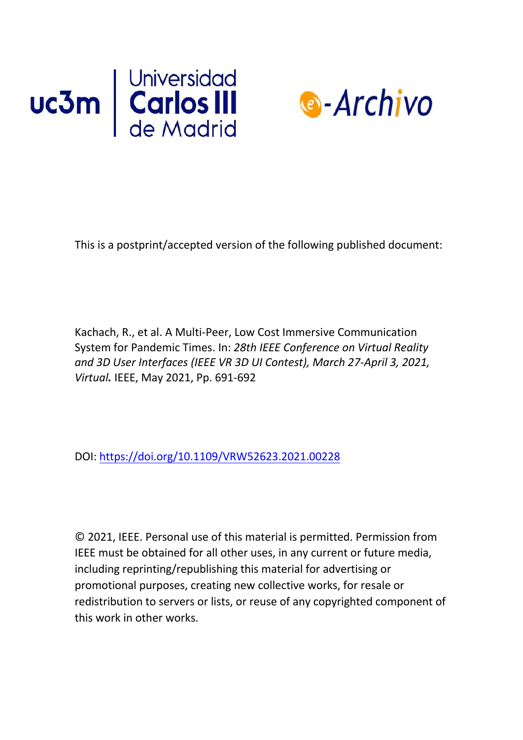Universidad Carlos III de Madrid

e-Archivo

This is a postprint/accepted version of the following published document:

Kachach, R., et al. A Multi-Peer, Low Cost Immersive Communication System for Pandemic Times. In: *28th IEEE Conference on Virtual Reality and 3D User Interfaces (IEEE VR 3D UI Contest), March 27-April 3, 2021, Virtual.* IEEE, May 2021, Pp. 691-692

DOI: https://doi.org/10.1109/VRW52623.2021.00228

© 2021, IEEE. Personal use of this material is permitted. Permission from IEEE must be obtained for all other uses, in any current or future media, including reprinting/republishing this material for advertising or promotional purposes, creating new collective works, for resale or redistribution to servers or lists, or reuse of any copyrighted component of this work in other works.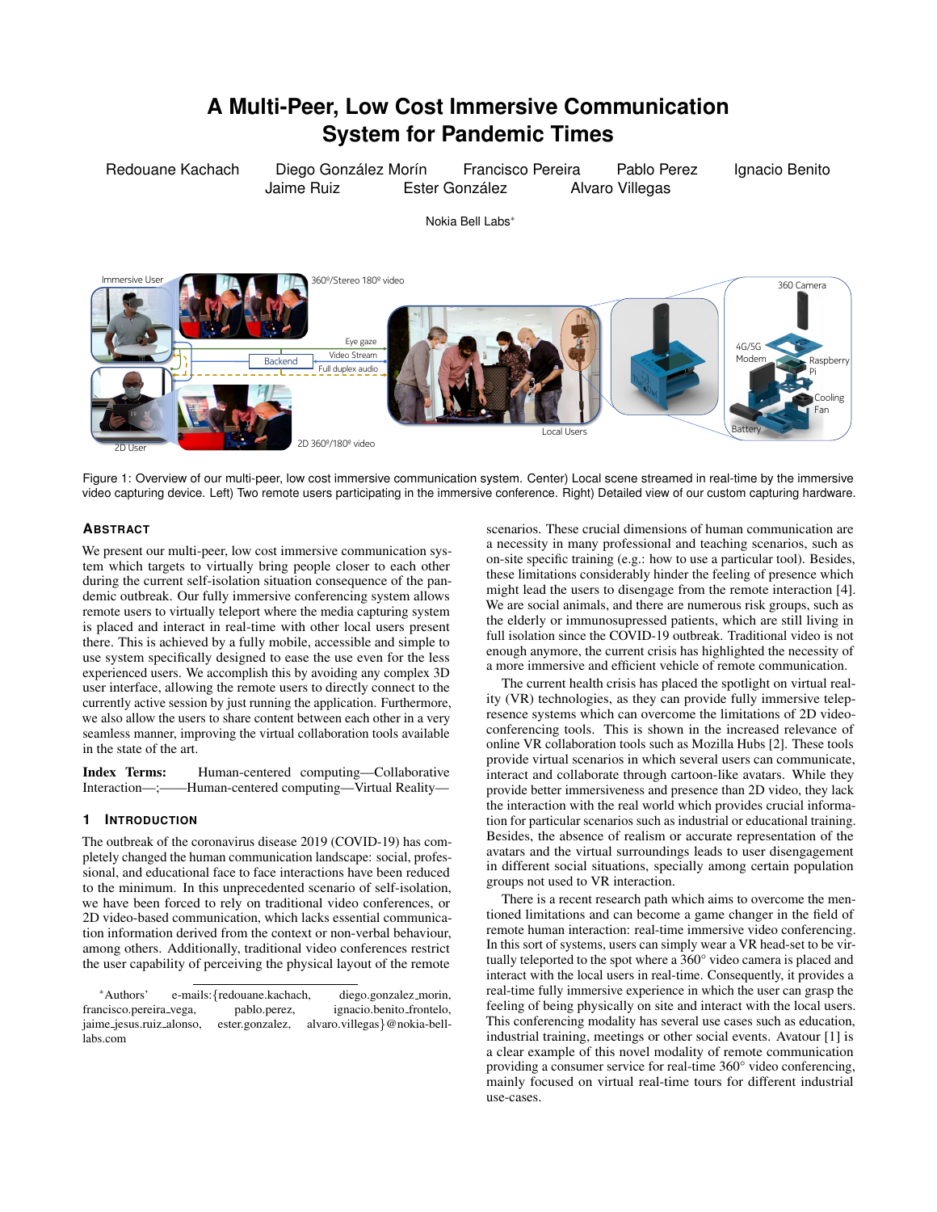# A Multi-Peer, Low Cost Immersive Communication System for Pandemic Times

Redouane Kachach Diego González Morín Francisco Pereira Pablo Perez Ignacio Benito
Jaime Ruiz Ester González Alvaro Villegas

Nokia Bell Labs*

Figure 1: Overview of our multi-peer, low cost immersive communication system. Center) Local scene streamed in real-time by the immersive video capturing device. Left) Two remote users participating in the immersive conference. Right) Detailed view of our custom capturing hardware.

## Abstract

We present our multi-peer, low cost immersive communication system which targets to virtually bring people closer to each other during the current self-isolation situation consequence of the pandemic outbreak. Our fully immersive conferencing system allows remote users to virtually teleport where the media capturing system is placed and interact in real-time with other local users present there. This is achieved by a fully mobile, accessible and simple to use system specifically designed to ease the use even for the less experienced users. We accomplish this by avoiding any complex 3D user interface, allowing the remote users to directly connect to the currently active session by just running the application. Furthermore, we also allow the users to share content between each other in a very seamless manner, improving the virtual collaboration tools available in the state of the art.

**Index Terms:** Human-centered computing—Collaborative Interaction—;——Human-centered computing—Virtual Reality—

## 1 Introduction

The outbreak of the coronavirus disease 2019 (COVID-19) has completely changed the human communication landscape: social, professional, and educational face to face interactions have been reduced to the minimum. In this unprecedented scenario of self-isolation, we have been forced to rely on traditional video conferences, or 2D video-based communication, which lacks essential communication information derived from the context or non-verbal behaviour, among others. Additionally, traditional video conferences restrict the user capability of perceiving the physical layout of the remote scenarios. These crucial dimensions of human communication are a necessity in many professional and teaching scenarios, such as on-site specific training (e.g.: how to use a particular tool). Besides, these limitations considerably hinder the feeling of presence which might lead the users to disengage from the remote interaction [4]. We are social animals, and there are numerous risk groups, such as the elderly or immunosupressed patients, which are still living in full isolation since the COVID-19 outbreak. Traditional video is not enough anymore, the current crisis has highlighted the necessity of a more immersive and efficient vehicle of remote communication.

The current health crisis has placed the spotlight on virtual reality (VR) technologies, as they can provide fully immersive telepresence systems which can overcome the limitations of 2D videoconferencing tools. This is shown in the increased relevance of online VR collaboration tools such as Mozilla Hubs [2]. These tools provide virtual scenarios in which several users can communicate, interact and collaborate through cartoon-like avatars. While they provide better immersiveness and presence than 2D video, they lack the interaction with the real world which provides crucial information for particular scenarios such as industrial or educational training. Besides, the absence of realism or accurate representation of the avatars and the virtual surroundings leads to user disengagement in different social situations, specially among certain population groups not used to VR interaction.

There is a recent research path which aims to overcome the mentioned limitations and can become a game changer in the field of remote human interaction: real-time immersive video conferencing. In this sort of systems, users can simply wear a VR head-set to be virtually teleported to the spot where a 360° video camera is placed and interact with the local users in real-time. Consequently, it provides a real-time fully immersive experience in which the user can grasp the feeling of being physically on site and interact with the local users. This conferencing modality has several use cases such as education, industrial training, meetings or other social events. Avatour [1] is a clear example of this novel modality of remote communication providing a consumer service for real-time 360° video conferencing, mainly focused on virtual real-time tours for different industrial use-cases.

*Authors' e-mails:{redouane.kachach, diego.gonzalez_morin, francisco.pereira_vega, pablo.perez, ignacio.benito_frontelo, jaime_jesus.ruiz_alonso, ester.gonzalez, alvaro.villegas}@nokia-bell-labs.com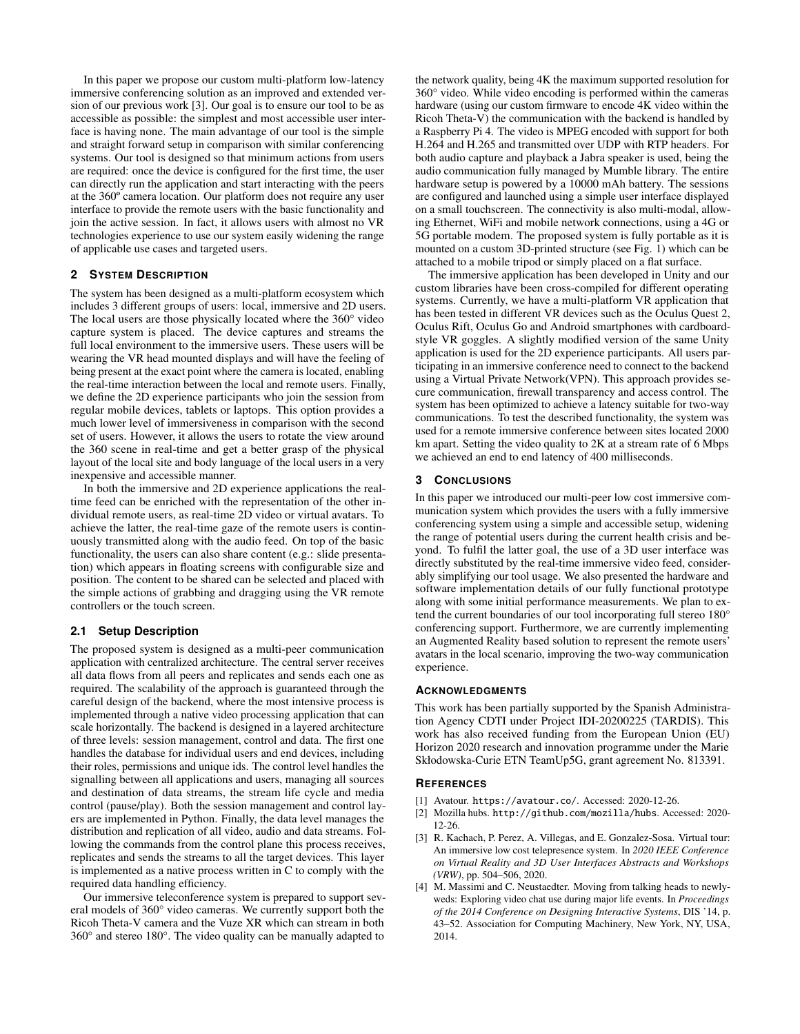In this paper we propose our custom multi-platform low-latency immersive conferencing solution as an improved and extended version of our previous work [3]. Our goal is to ensure our tool to be as accessible as possible: the simplest and most accessible user interface is having none. The main advantage of our tool is the simple and straight forward setup in comparison with similar conferencing systems. Our tool is designed so that minimum actions from users are required: once the device is configured for the first time, the user can directly run the application and start interacting with the peers at the 360º camera location. Our platform does not require any user interface to provide the remote users with the basic functionality and join the active session. In fact, it allows users with almost no VR technologies experience to use our system easily widening the range of applicable use cases and targeted users.

## 2 System Description

The system has been designed as a multi-platform ecosystem which includes 3 different groups of users: local, immersive and 2D users. The local users are those physically located where the 360° video capture system is placed. The device captures and streams the full local environment to the immersive users. These users will be wearing the VR head mounted displays and will have the feeling of being present at the exact point where the camera is located, enabling the real-time interaction between the local and remote users. Finally, we define the 2D experience participants who join the session from regular mobile devices, tablets or laptops. This option provides a much lower level of immersiveness in comparison with the second set of users. However, it allows the users to rotate the view around the 360 scene in real-time and get a better grasp of the physical layout of the local site and body language of the local users in a very inexpensive and accessible manner.

In both the immersive and 2D experience applications the real-time feed can be enriched with the representation of the other individual remote users, as real-time 2D video or virtual avatars. To achieve the latter, the real-time gaze of the remote users is continuously transmitted along with the audio feed. On top of the basic functionality, the users can also share content (e.g.: slide presentation) which appears in floating screens with configurable size and position. The content to be shared can be selected and placed with the simple actions of grabbing and dragging using the VR remote controllers or the touch screen.

### 2.1 Setup Description

The proposed system is designed as a multi-peer communication application with centralized architecture. The central server receives all data flows from all peers and replicates and sends each one as required. The scalability of the approach is guaranteed through the careful design of the backend, where the most intensive process is implemented through a native video processing application that can scale horizontally. The backend is designed in a layered architecture of three levels: session management, control and data. The first one handles the database for individual users and end devices, including their roles, permissions and unique ids. The control level handles the signalling between all applications and users, managing all sources and destination of data streams, the stream life cycle and media control (pause/play). Both the session management and control layers are implemented in Python. Finally, the data level manages the distribution and replication of all video, audio and data streams. Following the commands from the control plane this process receives, replicates and sends the streams to all the target devices. This layer is implemented as a native process written in C to comply with the required data handling efficiency.

Our immersive teleconference system is prepared to support several models of 360° video cameras. We currently support both the Ricoh Theta-V camera and the Vuze XR which can stream in both 360° and stereo 180°. The video quality can be manually adapted to the network quality, being 4K the maximum supported resolution for 360° video. While video encoding is performed within the cameras hardware (using our custom firmware to encode 4K video within the Ricoh Theta-V) the communication with the backend is handled by a Raspberry Pi 4. The video is MPEG encoded with support for both H.264 and H.265 and transmitted over UDP with RTP headers. For both audio capture and playback a Jabra speaker is used, being the audio communication fully managed by Mumble library. The entire hardware setup is powered by a 10000 mAh battery. The sessions are configured and launched using a simple user interface displayed on a small touchscreen. The connectivity is also multi-modal, allowing Ethernet, WiFi and mobile network connections, using a 4G or 5G portable modem. The proposed system is fully portable as it is mounted on a custom 3D-printed structure (see Fig. 1) which can be attached to a mobile tripod or simply placed on a flat surface.

The immersive application has been developed in Unity and our custom libraries have been cross-compiled for different operating systems. Currently, we have a multi-platform VR application that has been tested in different VR devices such as the Oculus Quest 2, Oculus Rift, Oculus Go and Android smartphones with cardboard-style VR goggles. A slightly modified version of the same Unity application is used for the 2D experience participants. All users participating in an immersive conference need to connect to the backend using a Virtual Private Network(VPN). This approach provides secure communication, firewall transparency and access control. The system has been optimized to achieve a latency suitable for two-way communications. To test the described functionality, the system was used for a remote immersive conference between sites located 2000 km apart. Setting the video quality to 2K at a stream rate of 6 Mbps we achieved an end to end latency of 400 milliseconds.

## 3 Conclusions

In this paper we introduced our multi-peer low cost immersive communication system which provides the users with a fully immersive conferencing system using a simple and accessible setup, widening the range of potential users during the current health crisis and beyond. To fulfil the latter goal, the use of a 3D user interface was directly substituted by the real-time immersive video feed, considerably simplifying our tool usage. We also presented the hardware and software implementation details of our fully functional prototype along with some initial performance measurements. We plan to extend the current boundaries of our tool incorporating full stereo 180° conferencing support. Furthermore, we are currently implementing an Augmented Reality based solution to represent the remote users' avatars in the local scenario, improving the two-way communication experience.

## Acknowledgments

This work has been partially supported by the Spanish Administration Agency CDTI under Project IDI-20200225 (TARDIS). This work has also received funding from the European Union (EU) Horizon 2020 research and innovation programme under the Marie Skłodowska-Curie ETN TeamUp5G, grant agreement No. 813391.

## References

[1] Avatour. https://avatour.co/. Accessed: 2020-12-26.

[2] Mozilla hubs. http://github.com/mozilla/hubs. Accessed: 2020-12-26.

[3] R. Kachach, P. Perez, A. Villegas, and E. Gonzalez-Sosa. Virtual tour: An immersive low cost telepresence system. In *2020 IEEE Conference on Virtual Reality and 3D User Interfaces Abstracts and Workshops (VRW)*, pp. 504–506, 2020.

[4] M. Massimi and C. Neustaedter. Moving from talking heads to newlyweds: Exploring video chat use during major life events. In *Proceedings of the 2014 Conference on Designing Interactive Systems*, DIS '14, p. 43–52. Association for Computing Machinery, New York, NY, USA, 2014.